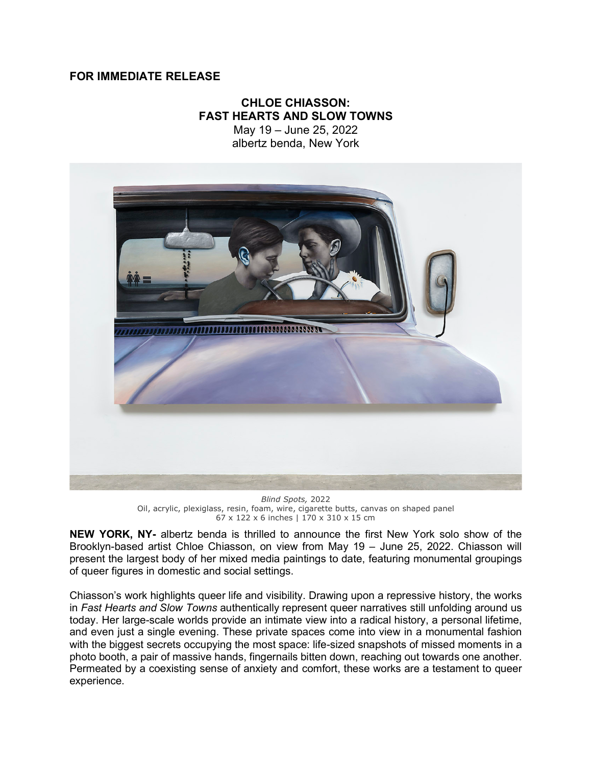**FOR IMMEDIATE RELEASE**

**CHLOE CHIASSON:**
**FAST HEARTS AND SLOW TOWNS**
May 19 – June 25, 2022
albertz benda, New York

*Blind Spots,* 2022
Oil, acrylic, plexiglass, resin, foam, wire, cigarette butts, canvas on shaped panel
67 x 122 x 6 inches | 170 x 310 x 15 cm

**NEW YORK, NY-** albertz benda is thrilled to announce the first New York solo show of the Brooklyn-based artist Chloe Chiasson, on view from May 19 – June 25, 2022. Chiasson will present the largest body of her mixed media paintings to date, featuring monumental groupings of queer figures in domestic and social settings.

Chiasson's work highlights queer life and visibility. Drawing upon a repressive history, the works in *Fast Hearts and Slow Towns* authentically represent queer narratives still unfolding around us today. Her large-scale worlds provide an intimate view into a radical history, a personal lifetime, and even just a single evening. These private spaces come into view in a monumental fashion with the biggest secrets occupying the most space: life-sized snapshots of missed moments in a photo booth, a pair of massive hands, fingernails bitten down, reaching out towards one another. Permeated by a coexisting sense of anxiety and comfort, these works are a testament to queer experience.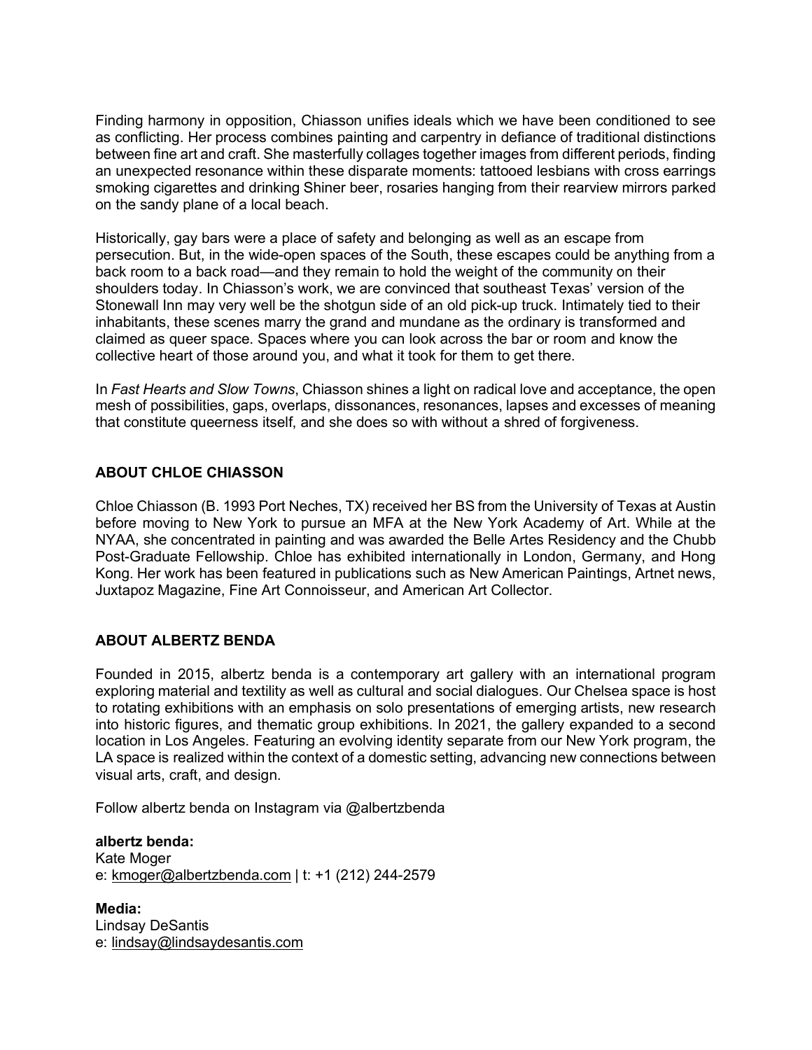Finding harmony in opposition, Chiasson unifies ideals which we have been conditioned to see as conflicting. Her process combines painting and carpentry in defiance of traditional distinctions between fine art and craft. She masterfully collages together images from different periods, finding an unexpected resonance within these disparate moments: tattooed lesbians with cross earrings smoking cigarettes and drinking Shiner beer, rosaries hanging from their rearview mirrors parked on the sandy plane of a local beach.

Historically, gay bars were a place of safety and belonging as well as an escape from persecution. But, in the wide-open spaces of the South, these escapes could be anything from a back room to a back road—and they remain to hold the weight of the community on their shoulders today. In Chiasson's work, we are convinced that southeast Texas' version of the Stonewall Inn may very well be the shotgun side of an old pick-up truck. Intimately tied to their inhabitants, these scenes marry the grand and mundane as the ordinary is transformed and claimed as queer space. Spaces where you can look across the bar or room and know the collective heart of those around you, and what it took for them to get there.

In *Fast Hearts and Slow Towns*, Chiasson shines a light on radical love and acceptance, the open mesh of possibilities, gaps, overlaps, dissonances, resonances, lapses and excesses of meaning that constitute queerness itself, and she does so with without a shred of forgiveness.

**ABOUT CHLOE CHIASSON**

Chloe Chiasson (B. 1993 Port Neches, TX) received her BS from the University of Texas at Austin before moving to New York to pursue an MFA at the New York Academy of Art. While at the NYAA, she concentrated in painting and was awarded the Belle Artes Residency and the Chubb Post-Graduate Fellowship. Chloe has exhibited internationally in London, Germany, and Hong Kong. Her work has been featured in publications such as New American Paintings, Artnet news, Juxtapoz Magazine, Fine Art Connoisseur, and American Art Collector.

**ABOUT ALBERTZ BENDA**

Founded in 2015, albertz benda is a contemporary art gallery with an international program exploring material and textility as well as cultural and social dialogues. Our Chelsea space is host to rotating exhibitions with an emphasis on solo presentations of emerging artists, new research into historic figures, and thematic group exhibitions. In 2021, the gallery expanded to a second location in Los Angeles. Featuring an evolving identity separate from our New York program, the LA space is realized within the context of a domestic setting, advancing new connections between visual arts, craft, and design.

Follow albertz benda on Instagram via @albertzbenda

**albertz benda:**
Kate Moger
e: kmoger@albertzbenda.com | t: +1 (212) 244-2579

**Media:**
Lindsay DeSantis
e: lindsay@lindsaydesantis.com